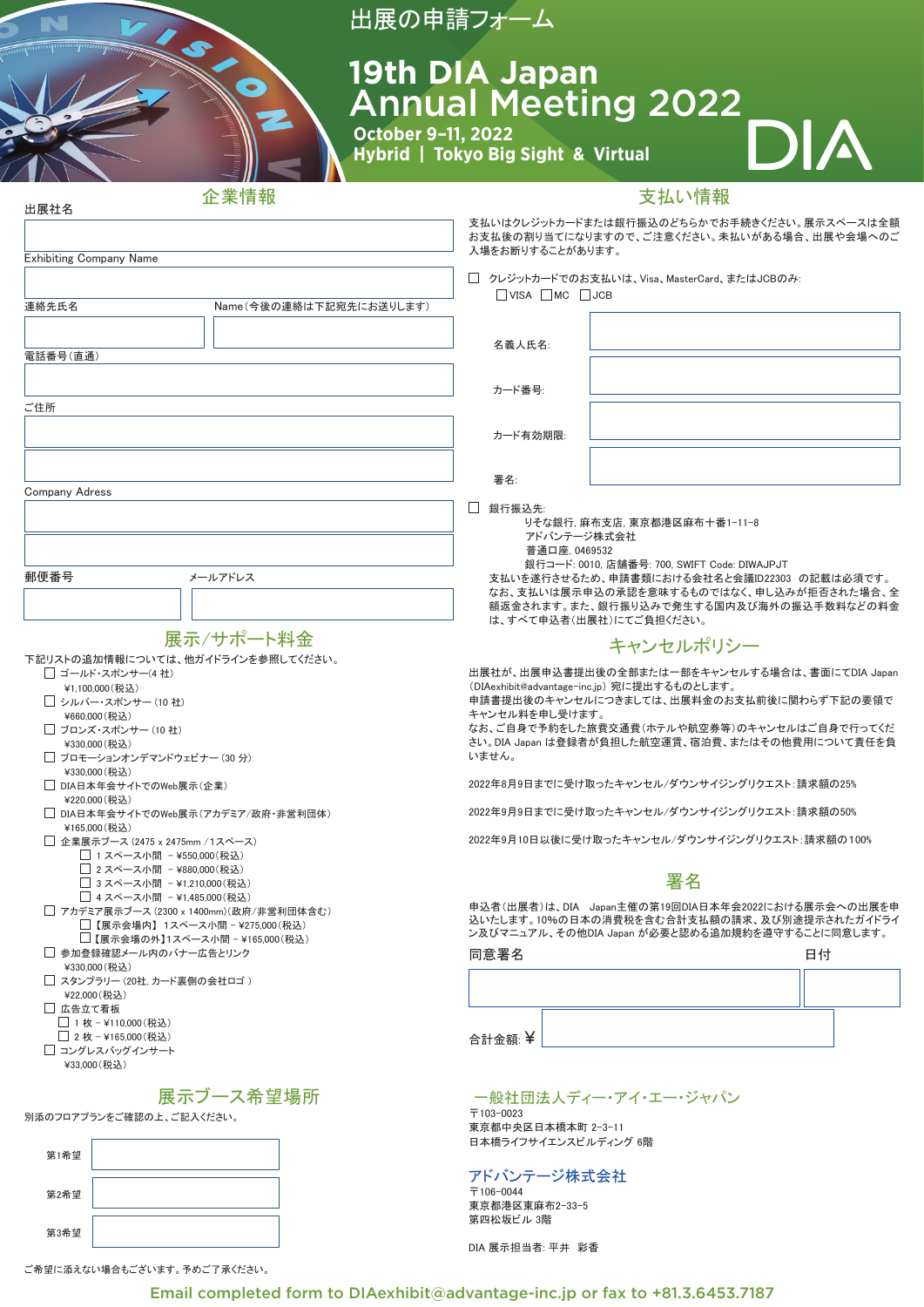# 出展の申請フォーム

# 19th DIA Japan Annual Meeting 2022

**October 9–11, 2022**
**Hybrid | Tokyo Big Sight & Virtual**

## 企業情報

出展社名

Exhibiting Company Name

連絡先氏名　　Name（今後の連絡は下記宛先にお送りします）

電話番号（直通）

ご住所

Company Adress

郵便番号　　メールアドレス

## 展示/サポート料金

下記リストの追加情報については、他ガイドラインを参照してください。

- ☐ ゴールド・スポンサー（4 社）
  ¥1,100,000（税込）
- ☐ シルバー・スポンサー（10 社）
  ¥660,000（税込）
- ☐ ブロンズ・スポンサー（10 社）
  ¥330,000（税込）
- ☐ プロモーションオンデマンドウェビナー（30 分）
  ¥330,000（税込）
- ☐ DIA日本年会サイトでのWeb展示（企業）
  ¥220,000（税込）
- ☐ DIA日本年会サイトでのWeb展示（アカデミア/政府・非営利団体）
  ¥165,000（税込）
- ☐ 企業展示ブース（2475 x 2475mm /1スペース）
  - ☐ 1 スペース小間 – ¥550,000（税込）
  - ☐ 2 スペース小間 – ¥880,000（税込）
  - ☐ 3 スペース小間 – ¥1,210,000（税込）
  - ☐ 4 スペース小間 – ¥1,485,000（税込）
- ☐ アカデミア展示ブース（2300 x 1400mm）（政府/非営利団体含む）
  - ☐【展示会場内】 1スペース小間 – ¥275,000（税込）
  - ☐【展示会場の外】1スペース小間 – ¥165,000（税込）
- ☐ 参加登録確認メール内のバナー広告とリンク
  ¥330,000（税込）
- ☐ スタンプラリー（20社, カード裏側の会社ロゴ）
  ¥22,000（税込）
- ☐ 広告立て看板
  - ☐ 1 枚 – ¥110,000（税込）
  - ☐ 2 枚 – ¥165,000（税込）
- ☐ コングレスバッグインサート
  ¥33,000（税込）

## 展示ブース希望場所

別添のフロアプランをご確認の上、ご記入ください。

第1希望

第2希望

第3希望

ご希望に添えない場合もございます。予めご了承ください。

## 支払い情報

支払いはクレジットカードまたは銀行振込のどちらかでお手続きください。展示スペースは全額お支払後の割り当てになりますので、ご注意ください。未払いがある場合、出展や会場へのご入場をお断りすることがあります。

☐ クレジットカードでのお支払いは、Visa、MasterCard、またはJCBのみ:
☐VISA ☐MC ☐JCB

名義人氏名:

カード番号:

カード有効期限:

署名:

☐ 銀行振込先:
りそな銀行, 麻布支店, 東京都港区麻布十番1-11-8
アドバンテージ株式会社
普通口座, 0469532
銀行コード: 0010, 店舗番号: 700, SWIFT Code: DIWAJPJT

支払いを遂行させるため、申請書類における会社名と会議ID22303 の記載は必須です。なお、支払いは展示申込の承認を意味するものではなく、申し込みが拒否された場合、全額返金されます。また、銀行振り込みで発生する国内及び海外の振込手数料などの料金は、すべて申込者（出展社）にてご負担ください。

## キャンセルポリシー

出展社が、出展申込書提出後の全部または一部をキャンセルする場合は、書面にてDIA Japan（DIAexhibit@advantage-inc.jp）宛に提出するものとします。
申請書提出後のキャンセルにつきましては、出展料金のお支払前後に関わらず下記の要領でキャンセル料を申し受けます。
なお、ご自身で予約をした旅費交通費（ホテルや航空券等）のキャンセルはご自身で行ってください。DIA Japan は登録者が負担した航空運賃、宿泊費、またはその他費用について責任を負いません。

2022年8月9日までに受け取ったキャンセル/ダウンサイジングリクエスト:請求額の25%

2022年9月9日までに受け取ったキャンセル/ダウンサイジングリクエスト:請求額の50%

2022年9月10日以後に受け取ったキャンセル/ダウンサイジングリクエスト:請求額の100%

## 署名

申込者（出展者）は、DIA　Japan主催の第19回DIA日本年会2022における展示会への出展を申込いたします。10%の日本の消費税を含む合計支払額の請求、及び別途提示されたガイドライン及びマニュアル、その他DIA Japan が必要と認める追加規約を遵守することに同意します。

同意署名　　日付

合計金額: ¥

### 一般社団法人ディー・アイ・エー・ジャパン

〒103-0023
東京都中央区日本橋本町 2-3-11
日本橋ライフサイエンスビルディング 6階

### アドバンテージ株式会社

〒106-0044
東京都港区東麻布2-33-5
第四松坂ビル 3階

DIA 展示担当者: 平井　彩香

**Email completed form to DIAexhibit@advantage-inc.jp or fax to +81.3.6453.7187**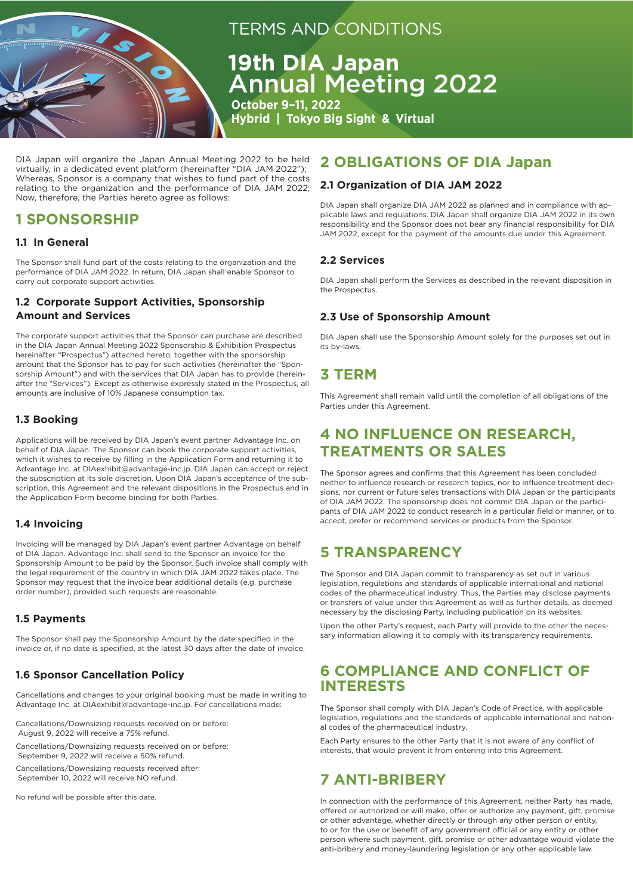# TERMS AND CONDITIONS

# 19th DIA Japan Annual Meeting 2022

**October 9–11, 2022**
**Hybrid | Tokyo Big Sight & Virtual**

DIA Japan will organize the Japan Annual Meeting 2022 to be held virtually, in a dedicated event platform (hereinafter "DIA JAM 2022"); Whereas, Sponsor is a company that wishes to fund part of the costs relating to the organization and the performance of DIA JAM 2022; Now, therefore, the Parties hereto agree as follows:

## 1 SPONSORSHIP

### 1.1 In General

The Sponsor shall fund part of the costs relating to the organization and the performance of DIA JAM 2022. In return, DIA Japan shall enable Sponsor to carry out corporate support activities.

### 1.2 Corporate Support Activities, Sponsorship Amount and Services

The corporate support activities that the Sponsor can purchase are described in the DIA Japan Annual Meeting 2022 Sponsorship & Exhibition Prospectus hereinafter "Prospectus") attached hereto, together with the sponsorship amount that the Sponsor has to pay for such activities (hereinafter the "Sponsorship Amount") and with the services that DIA Japan has to provide (hereinafter the "Services"). Except as otherwise expressly stated in the Prospectus, all amounts are inclusive of 10% Japanese consumption tax.

### 1.3 Booking

Applications will be received by DIA Japan's event partner Advantage Inc. on behalf of DIA Japan. The Sponsor can book the corporate support activities, which it wishes to receive by filling in the Application Form and returning it to Advantage Inc. at DIAexhibit@advantage-inc.jp. DIA Japan can accept or reject the subscription at its sole discretion. Upon DIA Japan's acceptance of the subscription, this Agreement and the relevant dispositions in the Prospectus and in the Application Form become binding for both Parties.

### 1.4 Invoicing

Invoicing will be managed by DIA Japan's event partner Advantage on behalf of DIA Japan. Advantage Inc. shall send to the Sponsor an invoice for the Sponsorship Amount to be paid by the Sponsor. Such invoice shall comply with the legal requirement of the country in which DIA JAM 2022 takes place. The Sponsor may request that the invoice bear additional details (e.g. purchase order number), provided such requests are reasonable.

### 1.5 Payments

The Sponsor shall pay the Sponsorship Amount by the date specified in the invoice or, if no date is specified, at the latest 30 days after the date of invoice.

### 1.6 Sponsor Cancellation Policy

Cancellations and changes to your original booking must be made in writing to Advantage Inc. at DIAexhibit@advantage-inc.jp. For cancellations made:

Cancellations/Downsizing requests received on or before: August 9, 2022 will receive a 75% refund.

Cancellations/Downsizing requests received on or before: September 9, 2022 will receive a 50% refund.

Cancellations/Downsizing requests received after: September 10, 2022 will receive NO refund.

No refund will be possible after this date.

## 2 OBLIGATIONS OF DIA Japan

### 2.1 Organization of DIA JAM 2022

DIA Japan shall organize DIA JAM 2022 as planned and in compliance with applicable laws and regulations. DIA Japan shall organize DIA JAM 2022 in its own responsibility and the Sponsor does not bear any financial responsibility for DIA JAM 2022, except for the payment of the amounts due under this Agreement.

### 2.2 Services

DIA Japan shall perform the Services as described in the relevant disposition in the Prospectus.

### 2.3 Use of Sponsorship Amount

DIA Japan shall use the Sponsorship Amount solely for the purposes set out in its by-laws.

## 3 TERM

This Agreement shall remain valid until the completion of all obligations of the Parties under this Agreement.

## 4 NO INFLUENCE ON RESEARCH, TREATMENTS OR SALES

The Sponsor agrees and confirms that this Agreement has been concluded neither to influence research or research topics, nor to influence treatment decisions, nor current or future sales transactions with DIA Japan or the participants of DIA JAM 2022. The sponsorship does not commit DIA Japan or the participants of DIA JAM 2022 to conduct research in a particular field or manner, or to accept, prefer or recommend services or products from the Sponsor.

## 5 TRANSPARENCY

The Sponsor and DIA Japan commit to transparency as set out in various legislation, regulations and standards of applicable international and national codes of the pharmaceutical industry. Thus, the Parties may disclose payments or transfers of value under this Agreement as well as further details, as deemed necessary by the disclosing Party, including publication on its websites.

Upon the other Party's request, each Party will provide to the other the necessary information allowing it to comply with its transparency requirements.

## 6 COMPLIANCE AND CONFLICT OF INTERESTS

The Sponsor shall comply with DIA Japan's Code of Practice, with applicable legislation, regulations and the standards of applicable international and national codes of the pharmaceutical industry.

Each Party ensures to the other Party that it is not aware of any conflict of interests, that would prevent it from entering into this Agreement.

## 7 ANTI-BRIBERY

In connection with the performance of this Agreement, neither Party has made, offered or authorized or will make, offer or authorize any payment, gift, promise or other advantage, whether directly or through any other person or entity, to or for the use or benefit of any government official or any entity or other person where such payment, gift, promise or other advantage would violate the anti-bribery and money-laundering legislation or any other applicable law.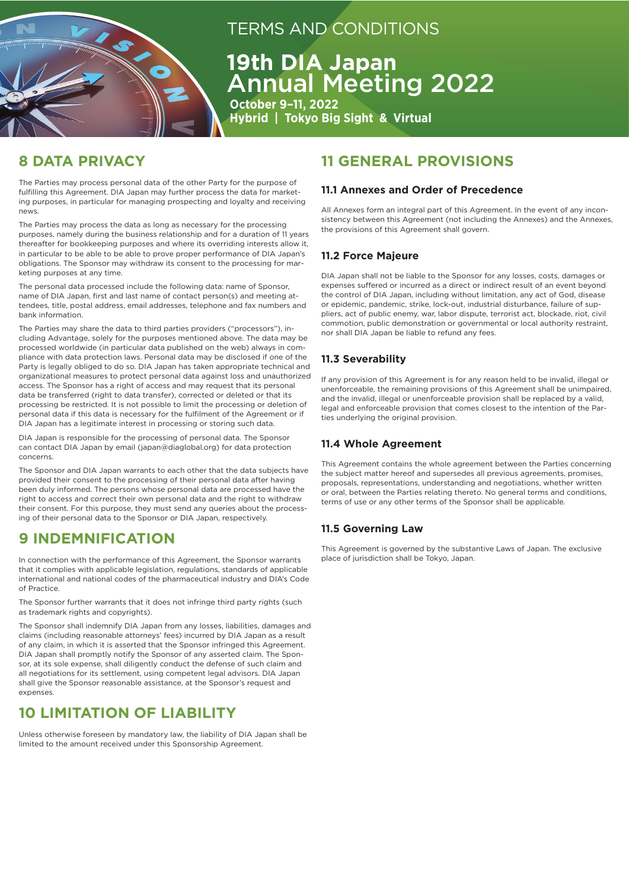# TERMS AND CONDITIONS

# 19th DIA Japan Annual Meeting 2022

**October 9–11, 2022**
**Hybrid | Tokyo Big Sight & Virtual**

## 8 DATA PRIVACY

The Parties may process personal data of the other Party for the purpose of fulfilling this Agreement. DIA Japan may further process the data for marketing purposes, in particular for managing prospecting and loyalty and receiving news.

The Parties may process the data as long as necessary for the processing purposes, namely during the business relationship and for a duration of 11 years thereafter for bookkeeping purposes and where its overriding interests allow it, in particular to be able to be able to prove proper performance of DIA Japan's obligations. The Sponsor may withdraw its consent to the processing for marketing purposes at any time.

The personal data processed include the following data: name of Sponsor, name of DIA Japan, first and last name of contact person(s) and meeting attendees, title, postal address, email addresses, telephone and fax numbers and bank information.

The Parties may share the data to third parties providers ("processors"), including Advantage, solely for the purposes mentioned above. The data may be processed worldwide (in particular data published on the web) always in compliance with data protection laws. Personal data may be disclosed if one of the Party is legally obliged to do so. DIA Japan has taken appropriate technical and organizational measures to protect personal data against loss and unauthorized access. The Sponsor has a right of access and may request that its personal data be transferred (right to data transfer), corrected or deleted or that its processing be restricted. It is not possible to limit the processing or deletion of personal data if this data is necessary for the fulfilment of the Agreement or if DIA Japan has a legitimate interest in processing or storing such data.

DIA Japan is responsible for the processing of personal data. The Sponsor can contact DIA Japan by email (japan@diaglobal.org) for data protection concerns.

The Sponsor and DIA Japan warrants to each other that the data subjects have provided their consent to the processing of their personal data after having been duly informed. The persons whose personal data are processed have the right to access and correct their own personal data and the right to withdraw their consent. For this purpose, they must send any queries about the processing of their personal data to the Sponsor or DIA Japan, respectively.

## 9 INDEMNIFICATION

In connection with the performance of this Agreement, the Sponsor warrants that it complies with applicable legislation, regulations, standards of applicable international and national codes of the pharmaceutical industry and DIA's Code of Practice.

The Sponsor further warrants that it does not infringe third party rights (such as trademark rights and copyrights).

The Sponsor shall indemnify DIA Japan from any losses, liabilities, damages and claims (including reasonable attorneys' fees) incurred by DIA Japan as a result of any claim, in which it is asserted that the Sponsor infringed this Agreement. DIA Japan shall promptly notify the Sponsor of any asserted claim. The Sponsor, at its sole expense, shall diligently conduct the defense of such claim and all negotiations for its settlement, using competent legal advisors. DIA Japan shall give the Sponsor reasonable assistance, at the Sponsor's request and expenses.

## 10 LIMITATION OF LIABILITY

Unless otherwise foreseen by mandatory law, the liability of DIA Japan shall be limited to the amount received under this Sponsorship Agreement.

## 11 GENERAL PROVISIONS

### 11.1 Annexes and Order of Precedence

All Annexes form an integral part of this Agreement. In the event of any inconsistency between this Agreement (not including the Annexes) and the Annexes, the provisions of this Agreement shall govern.

### 11.2 Force Majeure

DIA Japan shall not be liable to the Sponsor for any losses, costs, damages or expenses suffered or incurred as a direct or indirect result of an event beyond the control of DIA Japan, including without limitation, any act of God, disease or epidemic, pandemic, strike, lock-out, industrial disturbance, failure of suppliers, act of public enemy, war, labor dispute, terrorist act, blockade, riot, civil commotion, public demonstration or governmental or local authority restraint, nor shall DIA Japan be liable to refund any fees.

### 11.3 Severability

If any provision of this Agreement is for any reason held to be invalid, illegal or unenforceable, the remaining provisions of this Agreement shall be unimpaired, and the invalid, illegal or unenforceable provision shall be replaced by a valid, legal and enforceable provision that comes closest to the intention of the Parties underlying the original provision.

### 11.4 Whole Agreement

This Agreement contains the whole agreement between the Parties concerning the subject matter hereof and supersedes all previous agreements, promises, proposals, representations, understanding and negotiations, whether written or oral, between the Parties relating thereto. No general terms and conditions, terms of use or any other terms of the Sponsor shall be applicable.

### 11.5 Governing Law

This Agreement is governed by the substantive Laws of Japan. The exclusive place of jurisdiction shall be Tokyo, Japan.